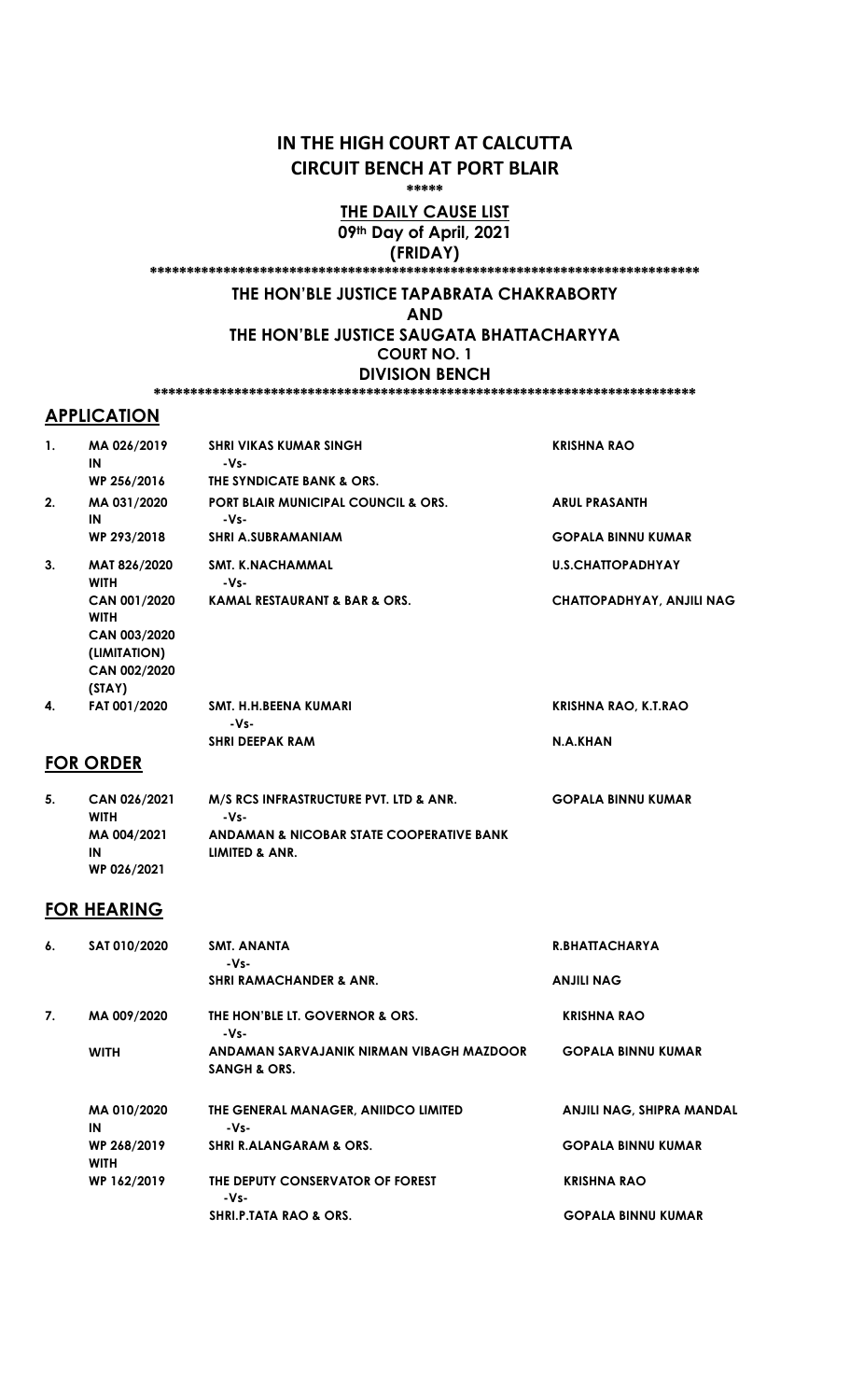# IN THE HIGH COURT AT CALCUTTA
# CIRCUIT BENCH AT PORT BLAIR

\*\*\*\*\*

**THE DAILY CAUSE LIST**

**09th Day of April, 2021**

**(FRIDAY)**

\*\*\*\*\*\*\*\*\*\*\*\*\*\*\*\*\*\*\*\*\*\*\*\*\*\*\*\*\*\*\*\*\*\*\*\*\*\*\*\*\*\*\*\*\*\*\*\*\*\*\*\*\*\*\*\*\*\*\*\*\*\*\*\*\*\*\*\*\*\*\*\*\*\*\*\*\*

**THE HON'BLE JUSTICE TAPABRATA CHAKRABORTY**

**AND**

**THE HON'BLE JUSTICE SAUGATA BHATTACHARYYA**

**COURT NO. 1**

**DIVISION BENCH**

\*\*\*\*\*\*\*\*\*\*\*\*\*\*\*\*\*\*\*\*\*\*\*\*\*\*\*\*\*\*\*\*\*\*\*\*\*\*\*\*\*\*\*\*\*\*\*\*\*\*\*\*\*\*\*\*\*\*\*\*\*\*\*\*\*\*\*\*\*\*\*\*\*\*\*\*\*

## APPLICATION

| | | | |
|---|---|---|---|
| 1. | MA 026/2019<br>IN<br>WP 256/2016 | SHRI VIKAS KUMAR SINGH<br>-Vs-<br>THE SYNDICATE BANK & ORS. | KRISHNA RAO |
| 2. | MA 031/2020<br>IN<br>WP 293/2018 | PORT BLAIR MUNICIPAL COUNCIL & ORS.<br>-Vs-<br>SHRI A.SUBRAMANIAM | ARUL PRASANTH<br><br>GOPALA BINNU KUMAR |
| 3. | MAT 826/2020<br>WITH<br>CAN 001/2020<br>WITH<br>CAN 003/2020<br>(LIMITATION)<br>CAN 002/2020<br>(STAY) | SMT. K.NACHAMMAL<br>-Vs-<br>KAMAL RESTAURANT & BAR & ORS. | U.S.CHATTOPADHYAY<br><br>CHATTOPADHYAY, ANJILI NAG |
| 4. | FAT 001/2020 | SMT. H.H.BEENA KUMARI<br>-Vs-<br>SHRI DEEPAK RAM | KRISHNA RAO, K.T.RAO<br><br>N.A.KHAN |

## FOR ORDER

| | | | |
|---|---|---|---|
| 5. | CAN 026/2021<br>WITH<br>MA 004/2021<br>IN<br>WP 026/2021 | M/S RCS INFRASTRUCTURE PVT. LTD & ANR.<br>-Vs-<br>ANDAMAN & NICOBAR STATE COOPERATIVE BANK LIMITED & ANR. | GOPALA BINNU KUMAR |

## FOR HEARING

| | | | |
|---|---|---|---|
| 6. | SAT 010/2020 | SMT. ANANTA<br>-Vs-<br>SHRI RAMACHANDER & ANR. | R.BHATTACHARYA<br><br>ANJILI NAG |
| 7. | MA 009/2020<br><br>WITH | THE HON'BLE LT. GOVERNOR & ORS.<br>-Vs-<br>ANDAMAN SARVAJANIK NIRMAN VIBAGH MAZDOOR SANGH & ORS. | KRISHNA RAO<br><br>GOPALA BINNU KUMAR |
| | MA 010/2020<br>IN<br>WP 268/2019<br>WITH | THE GENERAL MANAGER, ANIIDCO LIMITED<br>-Vs-<br>SHRI R.ALANGARAM & ORS. | ANJILI NAG, SHIPRA MANDAL<br><br>GOPALA BINNU KUMAR |
| | WP 162/2019 | THE DEPUTY CONSERVATOR OF FOREST<br>-Vs-<br>SHRI.P.TATA RAO & ORS. | KRISHNA RAO<br><br>GOPALA BINNU KUMAR |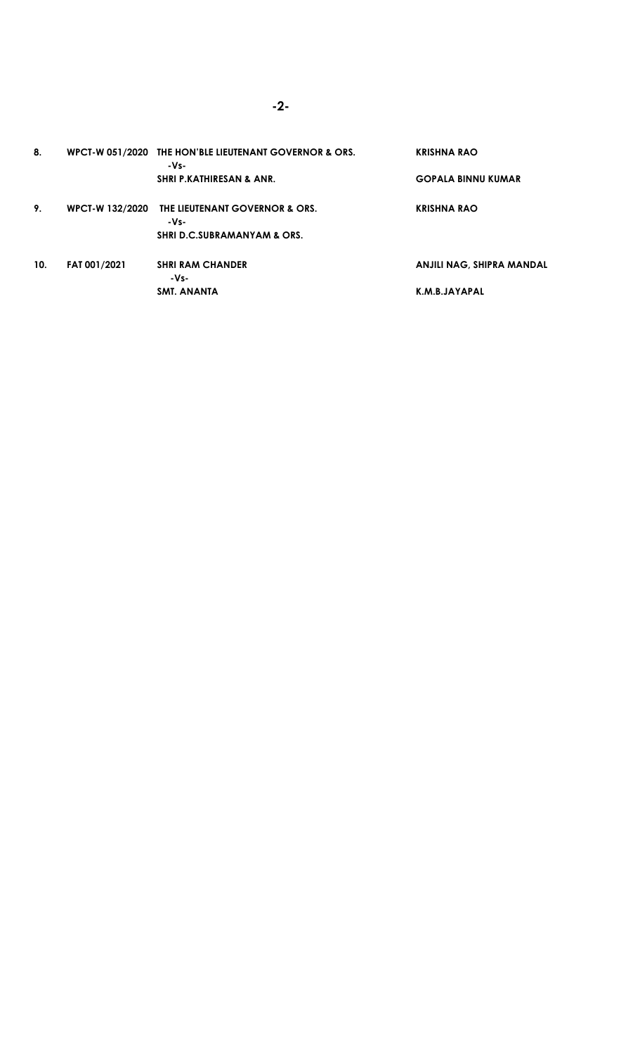| | | | |
|---|---|---|---|
| **8.** | **WPCT-W 051/2020** | **THE HON'BLE LIEUTENANT GOVERNOR & ORS.** | **KRISHNA RAO** |
| | | **-Vs-** | |
| | | **SHRI P.KATHIRESAN & ANR.** | **GOPALA BINNU KUMAR** |
| **9.** | **WPCT-W 132/2020** | **THE LIEUTENANT GOVERNOR & ORS.** | **KRISHNA RAO** |
| | | **-Vs-** | |
| | | **SHRI D.C.SUBRAMANYAM & ORS.** | |
| **10.** | **FAT 001/2021** | **SHRI RAM CHANDER** | **ANJILI NAG, SHIPRA MANDAL** |
| | | **-Vs-** | |
| | | **SMT. ANANTA** | **K.M.B.JAYAPAL** |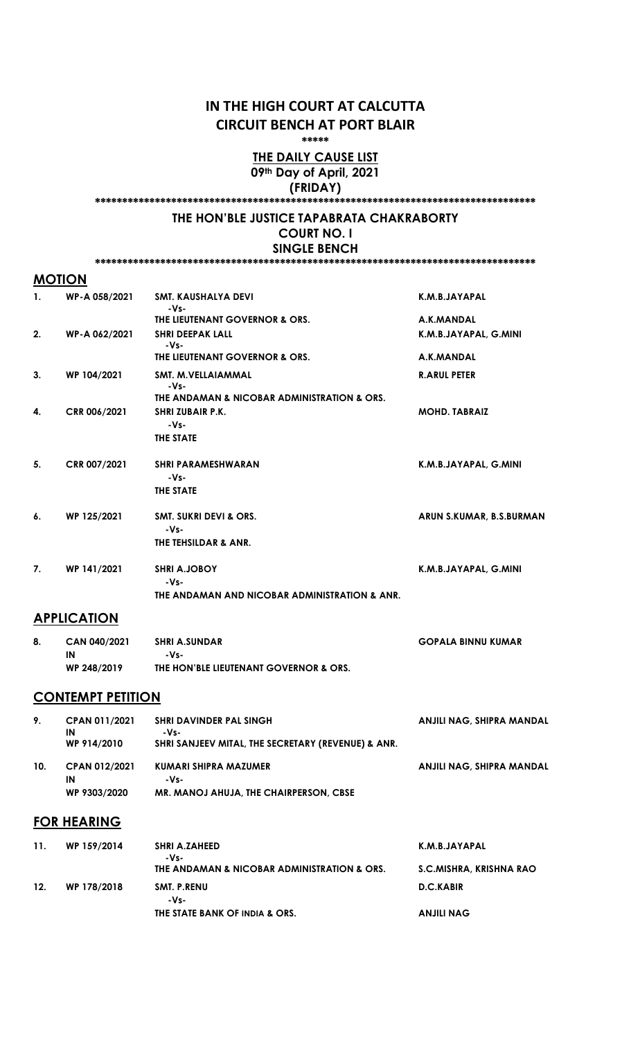# IN THE HIGH COURT AT CALCUTTA
# CIRCUIT BENCH AT PORT BLAIR

*****

## THE DAILY CAUSE LIST

**09th Day of April, 2021**

**(FRIDAY)**

************************************************************************************

## THE HON'BLE JUSTICE TAPABRATA CHAKRABORTY

**COURT NO. I**

**SINGLE BENCH**

************************************************************************************

## MOTION

| No. | Case No. | Parties | Advocates |
|---|---|---|---|
| 1. | WP-A 058/2021 | SMT. KAUSHALYA DEVI<br>-Vs-<br>THE LIEUTENANT GOVERNOR & ORS. | K.M.B.JAYAPAL<br><br>A.K.MANDAL |
| 2. | WP-A 062/2021 | SHRI DEEPAK LALL<br>-Vs-<br>THE LIEUTENANT GOVERNOR & ORS. | K.M.B.JAYAPAL, G.MINI<br><br>A.K.MANDAL |
| 3. | WP 104/2021 | SMT. M.VELLAIAMMAL<br>-Vs-<br>THE ANDAMAN & NICOBAR ADMINISTRATION & ORS. | R.ARUL PETER |
| 4. | CRR 006/2021 | SHRI ZUBAIR P.K.<br>-Vs-<br>THE STATE | MOHD. TABRAIZ |
| 5. | CRR 007/2021 | SHRI PARAMESHWARAN<br>-Vs-<br>THE STATE | K.M.B.JAYAPAL, G.MINI |
| 6. | WP 125/2021 | SMT. SUKRI DEVI & ORS.<br>-Vs-<br>THE TEHSILDAR & ANR. | ARUN S.KUMAR, B.S.BURMAN |
| 7. | WP 141/2021 | SHRI A.JOBOY<br>-Vs-<br>THE ANDAMAN AND NICOBAR ADMINISTRATION & ANR. | K.M.B.JAYAPAL, G.MINI |

## APPLICATION

| No. | Case No. | Parties | Advocates |
|---|---|---|---|
| 8. | CAN 040/2021<br>IN<br>WP 248/2019 | SHRI A.SUNDAR<br>-Vs-<br>THE HON'BLE LIEUTENANT GOVERNOR & ORS. | GOPALA BINNU KUMAR |

## CONTEMPT PETITION

| No. | Case No. | Parties | Advocates |
|---|---|---|---|
| 9. | CPAN 011/2021<br>IN<br>WP 914/2010 | SHRI DAVINDER PAL SINGH<br>-Vs-<br>SHRI SANJEEV MITAL, THE SECRETARY (REVENUE) & ANR. | ANJILI NAG, SHIPRA MANDAL |
| 10. | CPAN 012/2021<br>IN<br>WP 9303/2020 | KUMARI SHIPRA MAZUMER<br>-Vs-<br>MR. MANOJ AHUJA, THE CHAIRPERSON, CBSE | ANJILI NAG, SHIPRA MANDAL |

## FOR HEARING

| No. | Case No. | Parties | Advocates |
|---|---|---|---|
| 11. | WP 159/2014 | SHRI A.ZAHEED<br>-Vs-<br>THE ANDAMAN & NICOBAR ADMINISTRATION & ORS. | K.M.B.JAYAPAL<br><br>S.C.MISHRA, KRISHNA RAO |
| 12. | WP 178/2018 | SMT. P.RENU<br>-Vs-<br>THE STATE BANK OF INDIA & ORS. | D.C.KABIR<br><br>ANJILI NAG |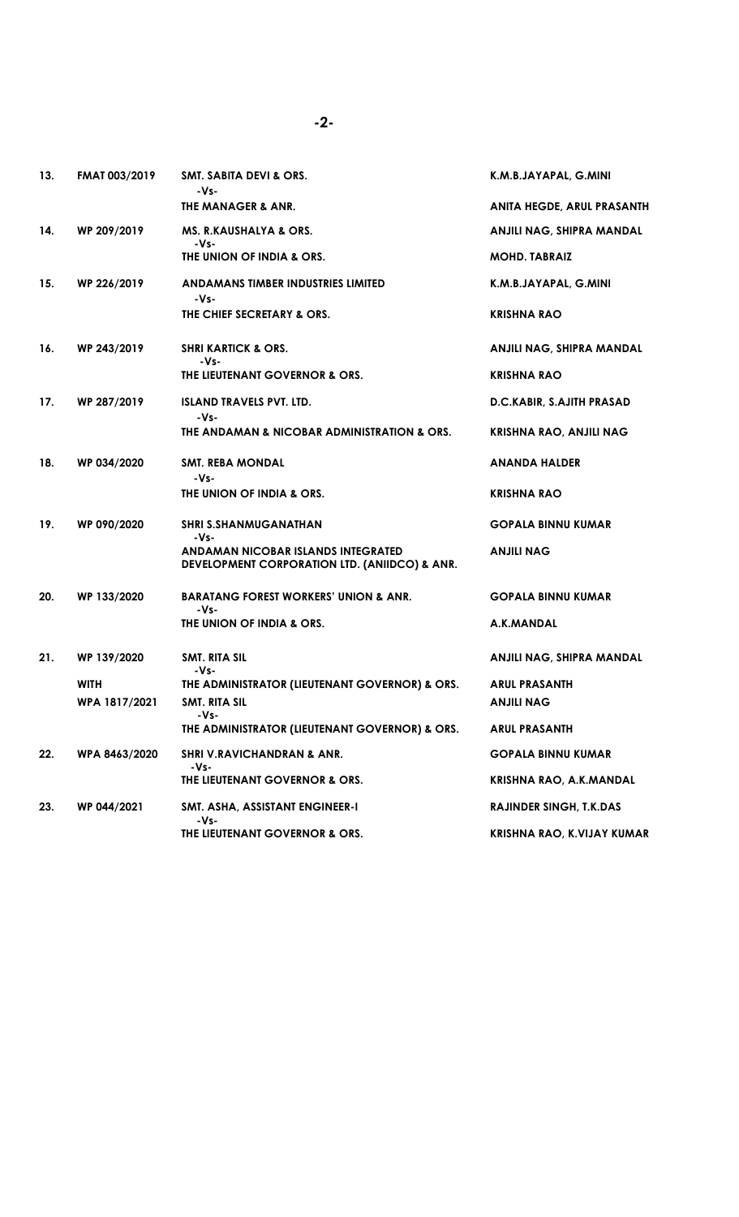| | | | |
|---|---|---|---|
| 13. | FMAT 003/2019 | SMT. SABITA DEVI & ORS.<br>-Vs-<br>THE MANAGER & ANR. | K.M.B.JAYAPAL, G.MINI<br><br>ANITA HEGDE, ARUL PRASANTH |
| 14. | WP 209/2019 | MS. R.KAUSHALYA & ORS.<br>-Vs-<br>THE UNION OF INDIA & ORS. | ANJILI NAG, SHIPRA MANDAL<br><br>MOHD. TABRAIZ |
| 15. | WP 226/2019 | ANDAMANS TIMBER INDUSTRIES LIMITED<br>-Vs-<br>THE CHIEF SECRETARY & ORS. | K.M.B.JAYAPAL, G.MINI<br><br>KRISHNA RAO |
| 16. | WP 243/2019 | SHRI KARTICK & ORS.<br>-Vs-<br>THE LIEUTENANT GOVERNOR & ORS. | ANJILI NAG, SHIPRA MANDAL<br><br>KRISHNA RAO |
| 17. | WP 287/2019 | ISLAND TRAVELS PVT. LTD.<br>-Vs-<br>THE ANDAMAN & NICOBAR ADMINISTRATION & ORS. | D.C.KABIR, S.AJITH PRASAD<br><br>KRISHNA RAO, ANJILI NAG |
| 18. | WP 034/2020 | SMT. REBA MONDAL<br>-Vs-<br>THE UNION OF INDIA & ORS. | ANANDA HALDER<br><br>KRISHNA RAO |
| 19. | WP 090/2020 | SHRI S.SHANMUGANATHAN<br>-Vs-<br>ANDAMAN NICOBAR ISLANDS INTEGRATED DEVELOPMENT CORPORATION LTD. (ANIIDCO) & ANR. | GOPALA BINNU KUMAR<br><br>ANJILI NAG |
| 20. | WP 133/2020 | BARATANG FOREST WORKERS' UNION & ANR.<br>-Vs-<br>THE UNION OF INDIA & ORS. | GOPALA BINNU KUMAR<br><br>A.K.MANDAL |
| 21. | WP 139/2020 | SMT. RITA SIL<br>-Vs-<br>THE ADMINISTRATOR (LIEUTENANT GOVERNOR) & ORS. | ANJILI NAG, SHIPRA MANDAL<br><br>ARUL PRASANTH |
| | WITH<br>WPA 1817/2021 | SMT. RITA SIL<br>-Vs-<br>THE ADMINISTRATOR (LIEUTENANT GOVERNOR) & ORS. | ANJILI NAG<br><br>ARUL PRASANTH |
| 22. | WPA 8463/2020 | SHRI V.RAVICHANDRAN & ANR.<br>-Vs-<br>THE LIEUTENANT GOVERNOR & ORS. | GOPALA BINNU KUMAR<br><br>KRISHNA RAO, A.K.MANDAL |
| 23. | WP 044/2021 | SMT. ASHA, ASSISTANT ENGINEER-I<br>-Vs-<br>THE LIEUTENANT GOVERNOR & ORS. | RAJINDER SINGH, T.K.DAS<br><br>KRISHNA RAO, K.VIJAY KUMAR |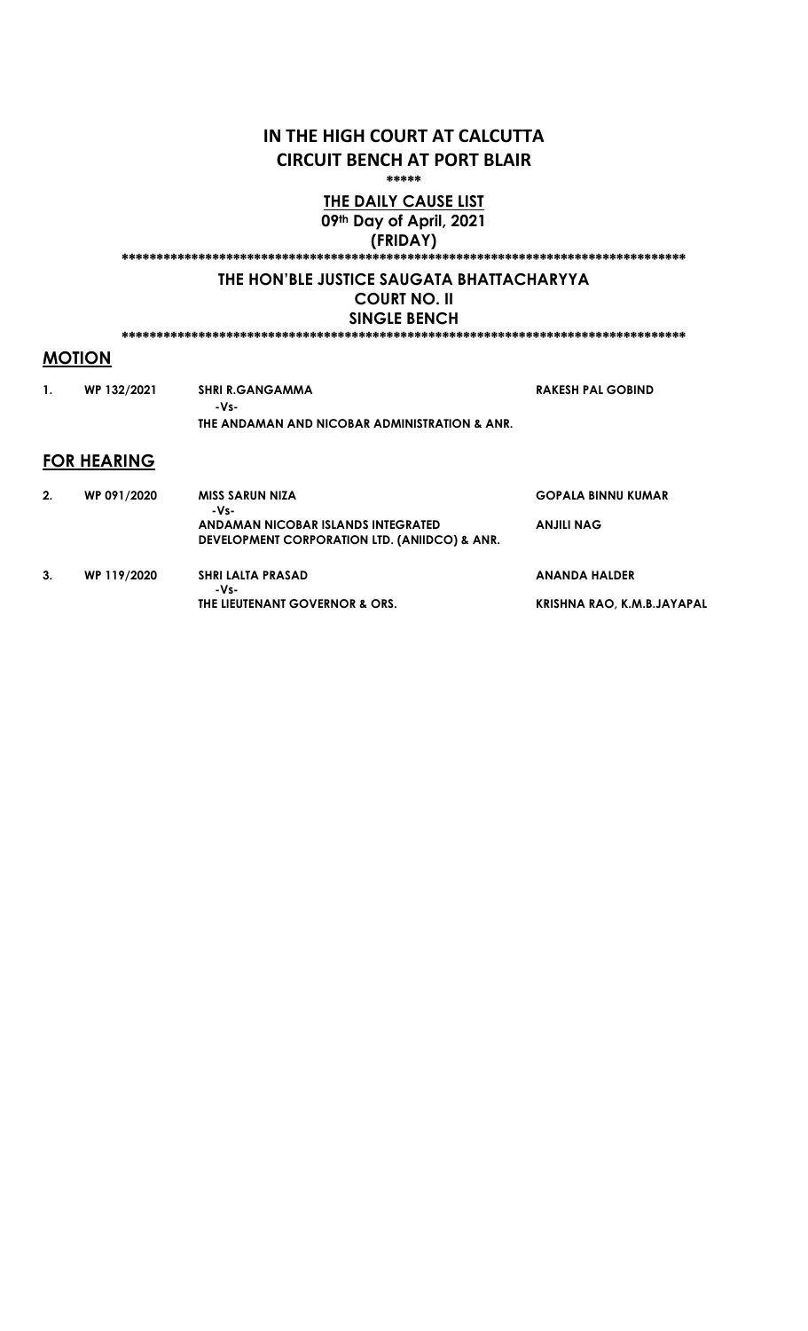# IN THE HIGH COURT AT CALCUTTA
# CIRCUIT BENCH AT PORT BLAIR

*****

**THE DAILY CAUSE LIST**

**09th Day of April, 2021**

**(FRIDAY)**

***********************************************************************************

## THE HON'BLE JUSTICE SAUGATA BHATTACHARYYA
## COURT NO. II
## SINGLE BENCH

***********************************************************************************

## MOTION

| | | | |
|---|---|---|---|
| 1. | WP 132/2021 | SHRI R.GANGAMMA<br>-Vs-<br>THE ANDAMAN AND NICOBAR ADMINISTRATION & ANR. | RAKESH PAL GOBIND |

## FOR HEARING

| | | | |
|---|---|---|---|
| 2. | WP 091/2020 | MISS SARUN NIZA<br>-Vs-<br>ANDAMAN NICOBAR ISLANDS INTEGRATED DEVELOPMENT CORPORATION LTD. (ANIIDCO) & ANR. | GOPALA BINNU KUMAR<br><br>ANJILI NAG |
| 3. | WP 119/2020 | SHRI LALTA PRASAD<br>-Vs-<br>THE LIEUTENANT GOVERNOR & ORS. | ANANDA HALDER<br><br>KRISHNA RAO, K.M.B.JAYAPAL |